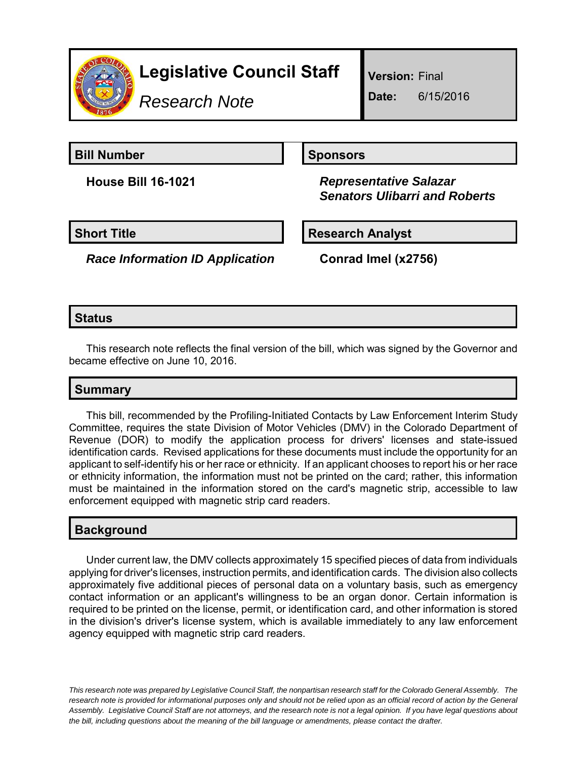# Legislative Council Staff

*Research Note*

**Version:** Final

**Date:** 6/15/2016

## Bill Number

**House Bill 16-1021**

## Sponsors

***Representative Salazar***
***Senators Ulibarri and Roberts***

## Short Title

***Race Information ID Application***

## Research Analyst

**Conrad Imel (x2756)**

## Status

This research note reflects the final version of the bill, which was signed by the Governor and became effective on June 10, 2016.

## Summary

This bill, recommended by the Profiling-Initiated Contacts by Law Enforcement Interim Study Committee, requires the state Division of Motor Vehicles (DMV) in the Colorado Department of Revenue (DOR) to modify the application process for drivers' licenses and state-issued identification cards. Revised applications for these documents must include the opportunity for an applicant to self-identify his or her race or ethnicity. If an applicant chooses to report his or her race or ethnicity information, the information must not be printed on the card; rather, this information must be maintained in the information stored on the card's magnetic strip, accessible to law enforcement equipped with magnetic strip card readers.

## Background

Under current law, the DMV collects approximately 15 specified pieces of data from individuals applying for driver's licenses, instruction permits, and identification cards. The division also collects approximately five additional pieces of personal data on a voluntary basis, such as emergency contact information or an applicant's willingness to be an organ donor. Certain information is required to be printed on the license, permit, or identification card, and other information is stored in the division's driver's license system, which is available immediately to any law enforcement agency equipped with magnetic strip card readers.

*This research note was prepared by Legislative Council Staff, the nonpartisan research staff for the Colorado General Assembly. The research note is provided for informational purposes only and should not be relied upon as an official record of action by the General Assembly. Legislative Council Staff are not attorneys, and the research note is not a legal opinion. If you have legal questions about the bill, including questions about the meaning of the bill language or amendments, please contact the drafter.*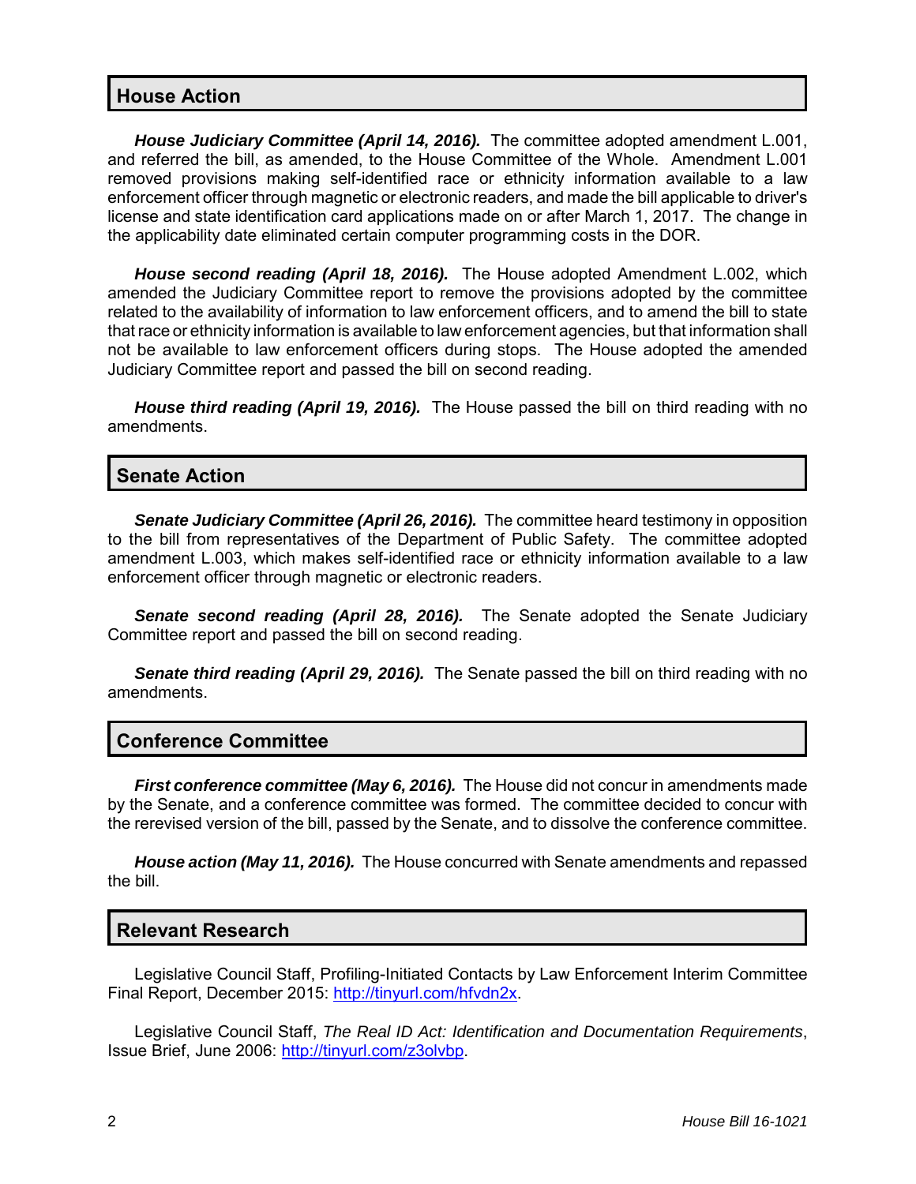## House Action

***House Judiciary Committee (April 14, 2016).*** The committee adopted amendment L.001, and referred the bill, as amended, to the House Committee of the Whole. Amendment L.001 removed provisions making self-identified race or ethnicity information available to a law enforcement officer through magnetic or electronic readers, and made the bill applicable to driver's license and state identification card applications made on or after March 1, 2017. The change in the applicability date eliminated certain computer programming costs in the DOR.

***House second reading (April 18, 2016).*** The House adopted Amendment L.002, which amended the Judiciary Committee report to remove the provisions adopted by the committee related to the availability of information to law enforcement officers, and to amend the bill to state that race or ethnicity information is available to law enforcement agencies, but that information shall not be available to law enforcement officers during stops. The House adopted the amended Judiciary Committee report and passed the bill on second reading.

***House third reading (April 19, 2016).*** The House passed the bill on third reading with no amendments.

## Senate Action

***Senate Judiciary Committee (April 26, 2016).*** The committee heard testimony in opposition to the bill from representatives of the Department of Public Safety. The committee adopted amendment L.003, which makes self-identified race or ethnicity information available to a law enforcement officer through magnetic or electronic readers.

***Senate second reading (April 28, 2016).*** The Senate adopted the Senate Judiciary Committee report and passed the bill on second reading.

***Senate third reading (April 29, 2016).*** The Senate passed the bill on third reading with no amendments.

## Conference Committee

***First conference committee (May 6, 2016).*** The House did not concur in amendments made by the Senate, and a conference committee was formed. The committee decided to concur with the rerevised version of the bill, passed by the Senate, and to dissolve the conference committee.

***House action (May 11, 2016).*** The House concurred with Senate amendments and repassed the bill.

## Relevant Research

Legislative Council Staff, Profiling-Initiated Contacts by Law Enforcement Interim Committee Final Report, December 2015: [http://tinyurl.com/hfvdn2x](http://tinyurl.com/hfvdn2x).

Legislative Council Staff, *The Real ID Act: Identification and Documentation Requirements*, Issue Brief, June 2006: [http://tinyurl.com/z3olvbp](http://tinyurl.com/z3olvbp).